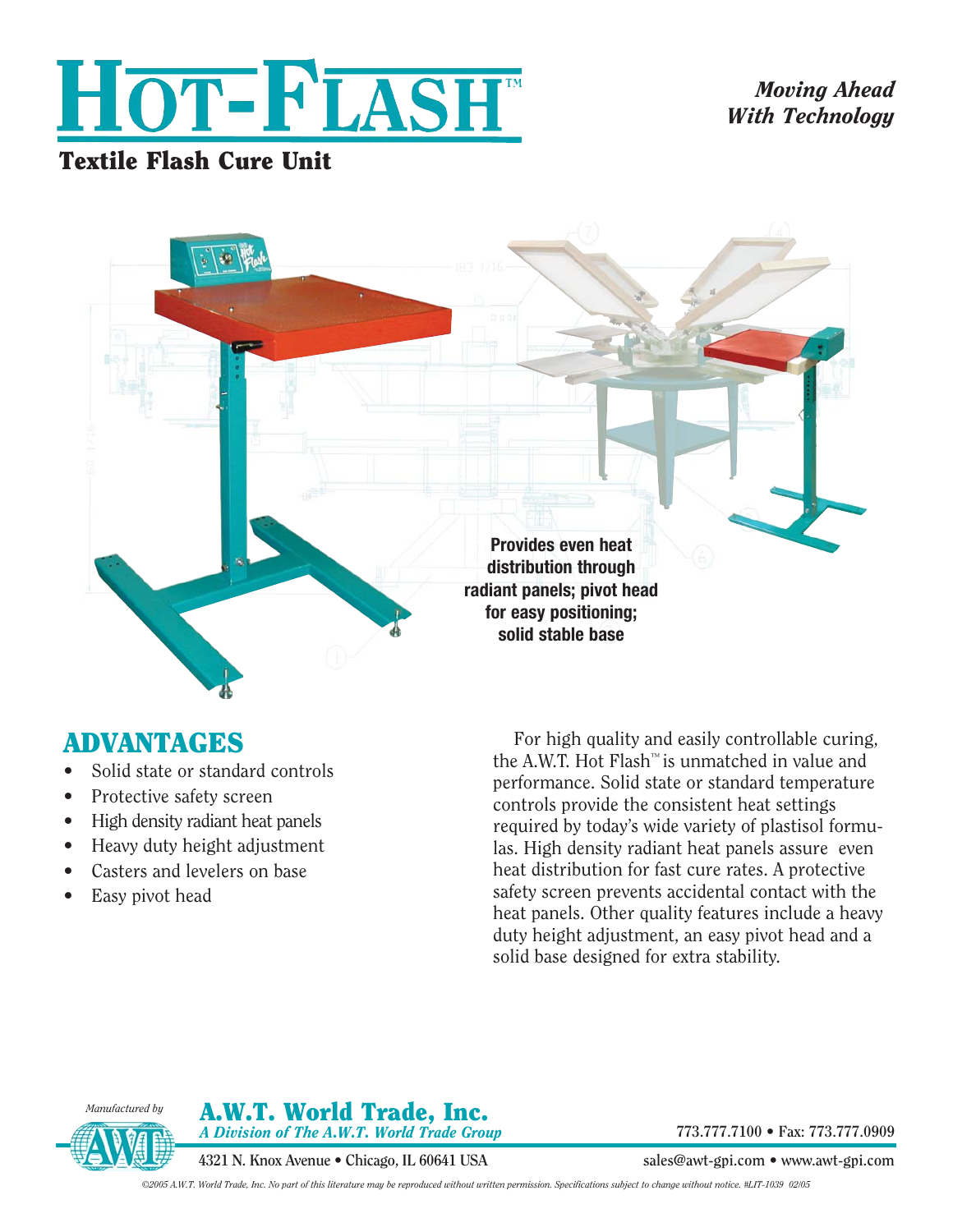# HOT-FLASH™

## Textile Flash Cure Unit

*Moving Ahead With Technology*

**Provides even heat distribution through radiant panels; pivot head for easy positioning; solid stable base**

## ADVANTAGES

- Solid state or standard controls
- Protective safety screen
- High density radiant heat panels
- Heavy duty height adjustment
- Casters and levelers on base
- Easy pivot head

For high quality and easily controllable curing, the A.W.T. Hot Flash™ is unmatched in value and performance. Solid state or standard temperature controls provide the consistent heat settings required by today's wide variety of plastisol formulas. High density radiant heat panels assure even heat distribution for fast cure rates. A protective safety screen prevents accidental contact with the heat panels. Other quality features include a heavy duty height adjustment, an easy pivot head and a solid base designed for extra stability.

*Manufactured by*

**A.W.T. World Trade, Inc.**
*A Division of The A.W.T. World Trade Group*

4321 N. Knox Avenue • Chicago, IL 60641 USA

773.777.7100 • Fax: 773.777.0909

sales@awt-gpi.com • www.awt-gpi.com

*©2005 A.W.T. World Trade, Inc. No part of this literature may be reproduced without written permission. Specifications subject to change without notice. #LIT-1039 02/05*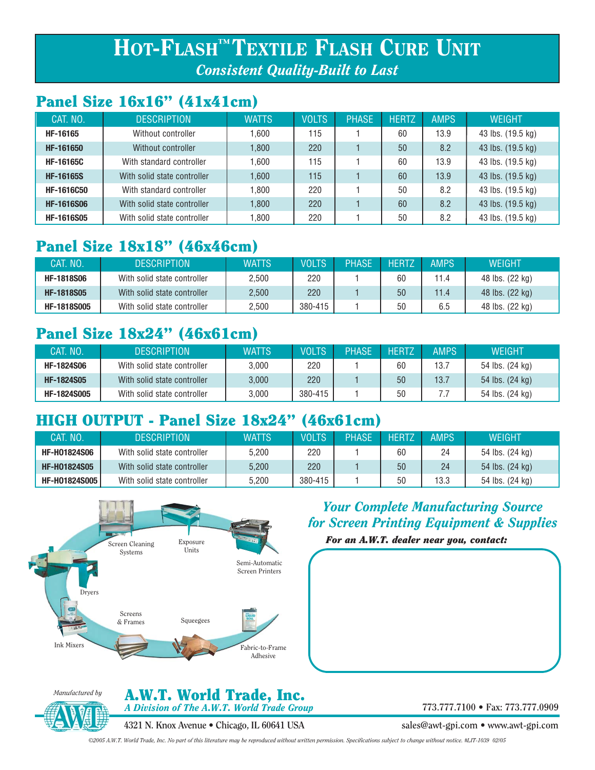# HOT-FLASH™ TEXTILE FLASH CURE UNIT

*Consistent Quality-Built to Last*

## Panel Size 16x16" (41x41cm)

| CAT. NO. | DESCRIPTION | WATTS | VOLTS | PHASE | HERTZ | AMPS | WEIGHT |
|---|---|---|---|---|---|---|---|
| **HF-16165** | Without controller | 1,600 | 115 | 1 | 60 | 13.9 | 43 lbs. (19.5 kg) |
| **HF-161650** | Without controller | 1,800 | 220 | 1 | 50 | 8.2 | 43 lbs. (19.5 kg) |
| **HF-16165C** | With standard controller | 1,600 | 115 | 1 | 60 | 13.9 | 43 lbs. (19.5 kg) |
| **HF-16165S** | With solid state controller | 1,600 | 115 | 1 | 60 | 13.9 | 43 lbs. (19.5 kg) |
| **HF-1616C50** | With standard controller | 1,800 | 220 | 1 | 50 | 8.2 | 43 lbs. (19.5 kg) |
| **HF-1616S06** | With solid state controller | 1,800 | 220 | 1 | 60 | 8.2 | 43 lbs. (19.5 kg) |
| **HF-1616S05** | With solid state controller | 1,800 | 220 | 1 | 50 | 8.2 | 43 lbs. (19.5 kg) |

## Panel Size 18x18" (46x46cm)

| CAT. NO. | DESCRIPTION | WATTS | VOLTS | PHASE | HERTZ | AMPS | WEIGHT |
|---|---|---|---|---|---|---|---|
| **HF-1818S06** | With solid state controller | 2,500 | 220 | 1 | 60 | 11.4 | 48 lbs. (22 kg) |
| **HF-1818S05** | With solid state controller | 2,500 | 220 | 1 | 50 | 11.4 | 48 lbs. (22 kg) |
| **HF-1818S005** | With solid state controller | 2,500 | 380-415 | 1 | 50 | 6.5 | 48 lbs. (22 kg) |

## Panel Size 18x24" (46x61cm)

| CAT. NO. | DESCRIPTION | WATTS | VOLTS | PHASE | HERTZ | AMPS | WEIGHT |
|---|---|---|---|---|---|---|---|
| **HF-1824S06** | With solid state controller | 3,000 | 220 | 1 | 60 | 13.7 | 54 lbs. (24 kg) |
| **HF-1824S05** | With solid state controller | 3,000 | 220 | 1 | 50 | 13.7 | 54 lbs. (24 kg) |
| **HF-1824S005** | With solid state controller | 3,000 | 380-415 | 1 | 50 | 7.7 | 54 lbs. (24 kg) |

## HIGH OUTPUT - Panel Size 18x24" (46x61cm)

| CAT. NO. | DESCRIPTION | WATTS | VOLTS | PHASE | HERTZ | AMPS | WEIGHT |
|---|---|---|---|---|---|---|---|
| **HF-HO1824S06** | With solid state controller | 5,200 | 220 | 1 | 60 | 24 | 54 lbs. (24 kg) |
| **HF-HO1824S05** | With solid state controller | 5,200 | 220 | 1 | 50 | 24 | 54 lbs. (24 kg) |
| **HF-HO1824S005** | With solid state controller | 5,200 | 380-415 | 1 | 50 | 13.3 | 54 lbs. (24 kg) |

Screen Cleaning Systems

Exposure Units

Semi-Automatic Screen Printers

Dryers

Screens & Frames

Squeegees

Ink Mixers

Fabric-to-Frame Adhesive

## *Your Complete Manufacturing Source for Screen Printing Equipment & Supplies*

***For an A.W.T. dealer near you, contact:***

*Manufactured by*

## A.W.T. World Trade, Inc.

*A Division of The A.W.T. World Trade Group*

4321 N. Knox Avenue • Chicago, IL 60641 USA

773.777.7100 • Fax: 773.777.0909

sales@awt-gpi.com • www.awt-gpi.com

*©2005 A.W.T. World Trade, Inc. No part of this literature may be reproduced without written permission. Specifications subject to change without notice. #LIT-1039 02/05*